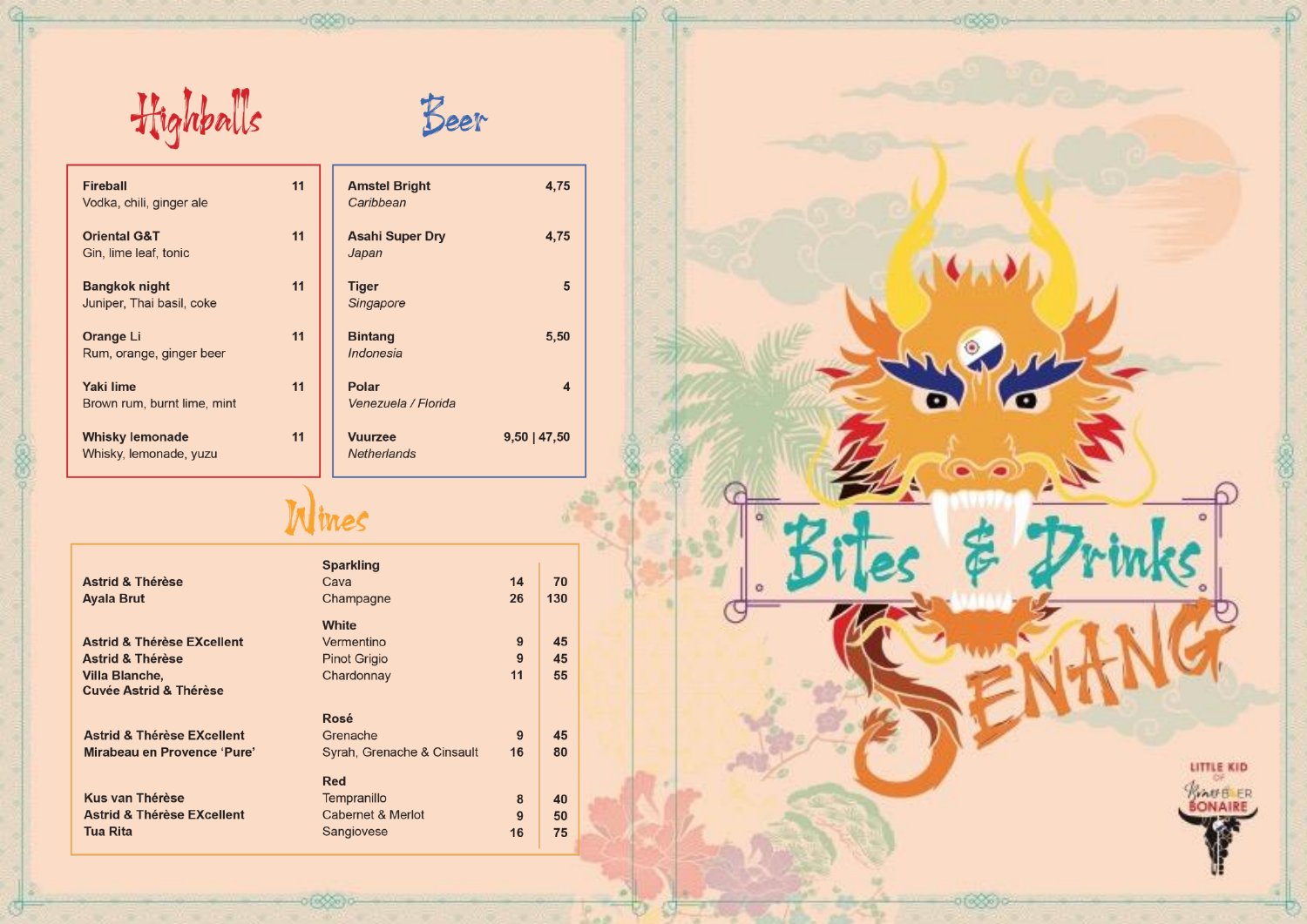# Highballs

| Drink | Price |
|---|---|
| **Fireball**<br>Vodka, chili, ginger ale | 11 |
| **Oriental G&T**<br>Gin, lime leaf, tonic | 11 |
| **Bangkok night**<br>Juniper, Thai basil, coke | 11 |
| **Orange Li**<br>Rum, orange, ginger beer | 11 |
| **Yaki lime**<br>Brown rum, burnt lime, mint | 11 |
| **Whisky lemonade**<br>Whisky, lemonade, yuzu | 11 |

# Beer

| Beer | Price |
|---|---|
| **Amstel Bright**<br>*Caribbean* | 4,75 |
| **Asahi Super Dry**<br>*Japan* | 4,75 |
| **Tiger**<br>*Singapore* | 5 |
| **Bintang**<br>*Indonesia* | 5,50 |
| **Polar**<br>*Venezuela / Florida* | 4 |
| **Vuurzee**<br>*Netherlands* | 9,50 \| 47,50 |

# Wines

| Producer | Wine | Glass | Bottle |
|---|---|---|---|
| | **Sparkling** | | |
| **Astrid & Thérèse** | Cava | 14 | 70 |
| **Ayala Brut** | Champagne | 26 | 130 |
| | **White** | | |
| **Astrid & Thérèse EXcellent** | Vermentino | 9 | 45 |
| **Astrid & Thérèse** | Pinot Grigio | 9 | 45 |
| **Villa Blanche, Cuvée Astrid & Thérèse** | Chardonnay | 11 | 55 |
| | **Rosé** | | |
| **Astrid & Thérèse EXcellent** | Grenache | 9 | 45 |
| **Mirabeau en Provence 'Pure'** | Syrah, Grenache & Cinsault | 16 | 80 |
| | **Red** | | |
| **Kus van Thérèse** | Tempranillo | 8 | 40 |
| **Astrid & Thérèse EXcellent** | Cabernet & Merlot | 9 | 50 |
| **Tua Rita** | Sangiovese | 16 | 75 |

# Bites & Drinks

# SENANG

LITTLE KID OF BRASSERIE BONAIRE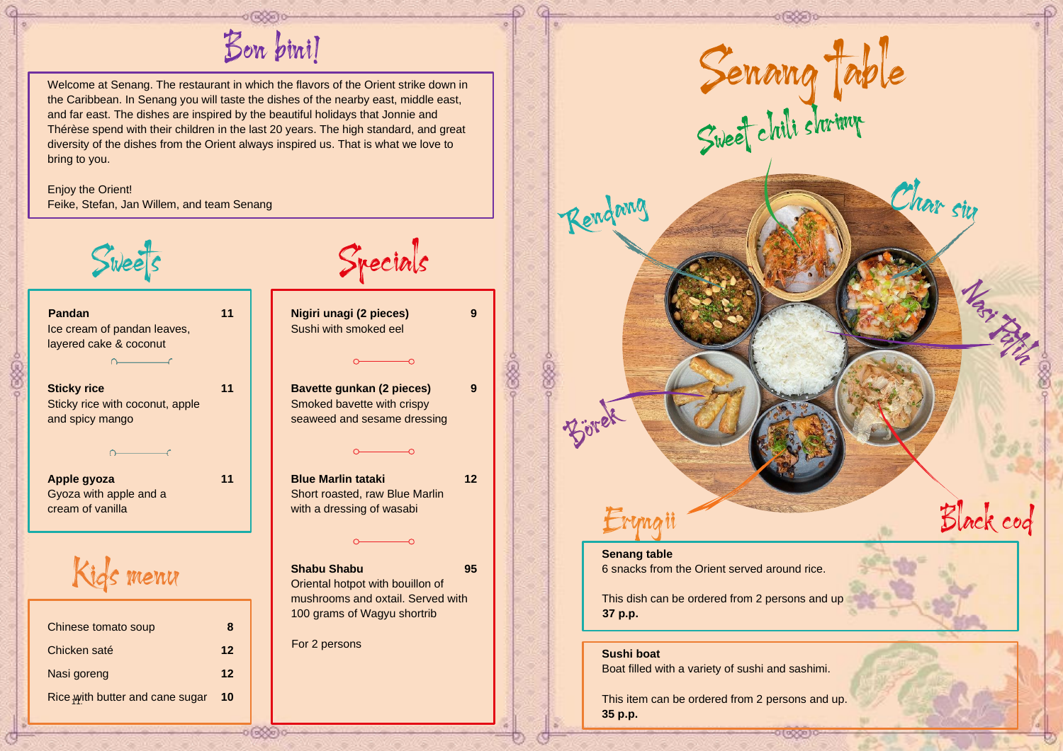# Bon bini!

Welcome at Senang. The restaurant in which the flavors of the Orient strike down in the Caribbean. In Senang you will taste the dishes of the nearby east, middle east, and far east. The dishes are inspired by the beautiful holidays that Jonnie and Thérèse spend with their children in the last 20 years. The high standard, and great diversity of the dishes from the Orient always inspired us. That is what we love to bring to you.

Enjoy the Orient!
Feike, Stefan, Jan Willem, and team Senang

## Sweets

**Pandan** 11
Ice cream of pandan leaves, layered cake & coconut

**Sticky rice** 11
Sticky rice with coconut, apple and spicy mango

**Apple gyoza** 11
Gyoza with apple and a cream of vanilla

## Kids menu

| | |
|---|---|
| Chinese tomato soup | 8 |
| Chicken saté | 12 |
| Nasi goreng | 12 |
| Rice with butter and cane sugar | 10 |

## Specials

**Nigiri unagi (2 pieces)** 9
Sushi with smoked eel

**Bavette gunkan (2 pieces)** 9
Smoked bavette with crispy seaweed and sesame dressing

**Blue Marlin tataki** 12
Short roasted, raw Blue Marlin with a dressing of wasabi

**Shabu Shabu** 95
Oriental hotpot with bouillon of mushrooms and oxtail. Served with 100 grams of Wagyu shortrib

For 2 persons

## Senang table

Sweet chili shrimp
Char siu
Rendang
Nasi Padh
Börek
Eryngii
Black cod

**Senang table**
6 snacks from the Orient served around rice.

This dish can be ordered from 2 persons and up
**37 p.p.**

**Sushi boat**
Boat filled with a variety of sushi and sashimi.

This item can be ordered from 2 persons and up.
**35 p.p.**